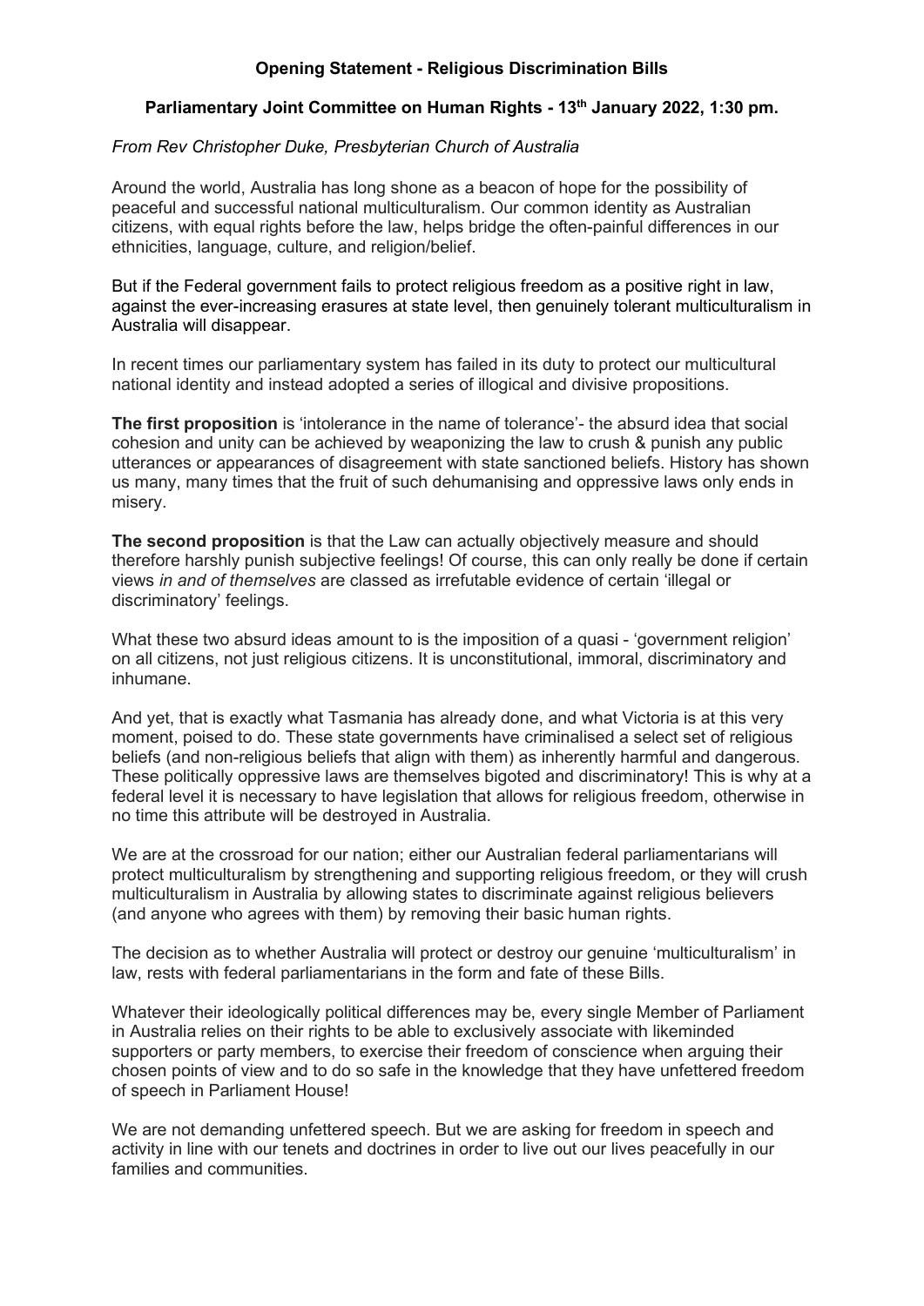**Opening Statement - Religious Discrimination Bills**

**Parliamentary Joint Committee on Human Rights - 13th January 2022, 1:30 pm.**

*From Rev Christopher Duke, Presbyterian Church of Australia*

Around the world, Australia has long shone as a beacon of hope for the possibility of peaceful and successful national multiculturalism. Our common identity as Australian citizens, with equal rights before the law, helps bridge the often-painful differences in our ethnicities, language, culture, and religion/belief.

But if the Federal government fails to protect religious freedom as a positive right in law, against the ever-increasing erasures at state level, then genuinely tolerant multiculturalism in Australia will disappear.

In recent times our parliamentary system has failed in its duty to protect our multicultural national identity and instead adopted a series of illogical and divisive propositions.

**The first proposition** is 'intolerance in the name of tolerance'- the absurd idea that social cohesion and unity can be achieved by weaponizing the law to crush & punish any public utterances or appearances of disagreement with state sanctioned beliefs. History has shown us many, many times that the fruit of such dehumanising and oppressive laws only ends in misery.

**The second proposition** is that the Law can actually objectively measure and should therefore harshly punish subjective feelings! Of course, this can only really be done if certain views *in and of themselves* are classed as irrefutable evidence of certain 'illegal or discriminatory' feelings.

What these two absurd ideas amount to is the imposition of a quasi - 'government religion' on all citizens, not just religious citizens. It is unconstitutional, immoral, discriminatory and inhumane.

And yet, that is exactly what Tasmania has already done, and what Victoria is at this very moment, poised to do. These state governments have criminalised a select set of religious beliefs (and non-religious beliefs that align with them) as inherently harmful and dangerous. These politically oppressive laws are themselves bigoted and discriminatory! This is why at a federal level it is necessary to have legislation that allows for religious freedom, otherwise in no time this attribute will be destroyed in Australia.

We are at the crossroad for our nation; either our Australian federal parliamentarians will protect multiculturalism by strengthening and supporting religious freedom, or they will crush multiculturalism in Australia by allowing states to discriminate against religious believers (and anyone who agrees with them) by removing their basic human rights.

The decision as to whether Australia will protect or destroy our genuine 'multiculturalism' in law, rests with federal parliamentarians in the form and fate of these Bills.

Whatever their ideologically political differences may be, every single Member of Parliament in Australia relies on their rights to be able to exclusively associate with likeminded supporters or party members, to exercise their freedom of conscience when arguing their chosen points of view and to do so safe in the knowledge that they have unfettered freedom of speech in Parliament House!

We are not demanding unfettered speech. But we are asking for freedom in speech and activity in line with our tenets and doctrines in order to live out our lives peacefully in our families and communities.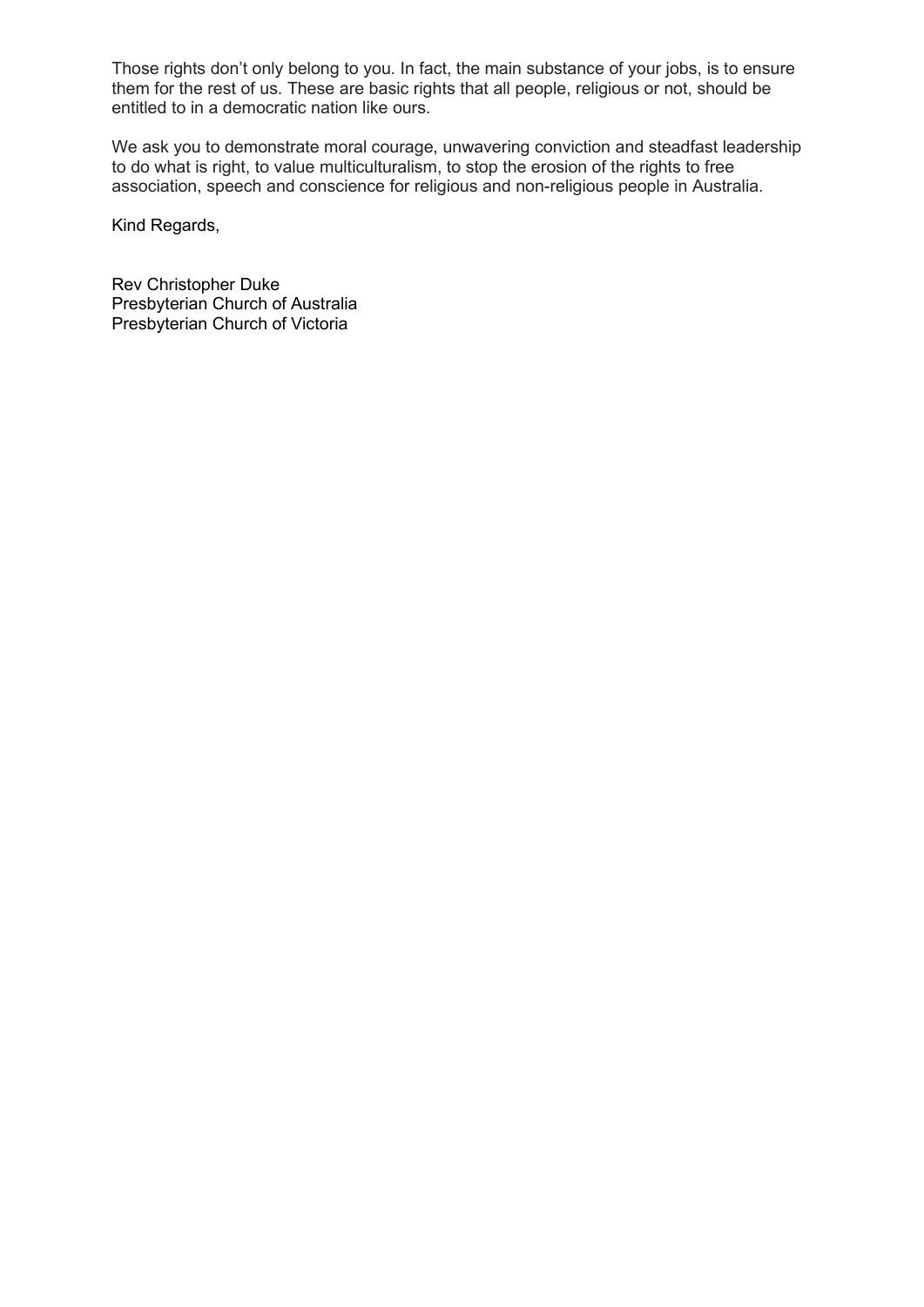Those rights don't only belong to you. In fact, the main substance of your jobs, is to ensure them for the rest of us. These are basic rights that all people, religious or not, should be entitled to in a democratic nation like ours.

We ask you to demonstrate moral courage, unwavering conviction and steadfast leadership to do what is right, to value multiculturalism, to stop the erosion of the rights to free association, speech and conscience for religious and non-religious people in Australia.

Kind Regards,

Rev Christopher Duke  
Presbyterian Church of Australia  
Presbyterian Church of Victoria